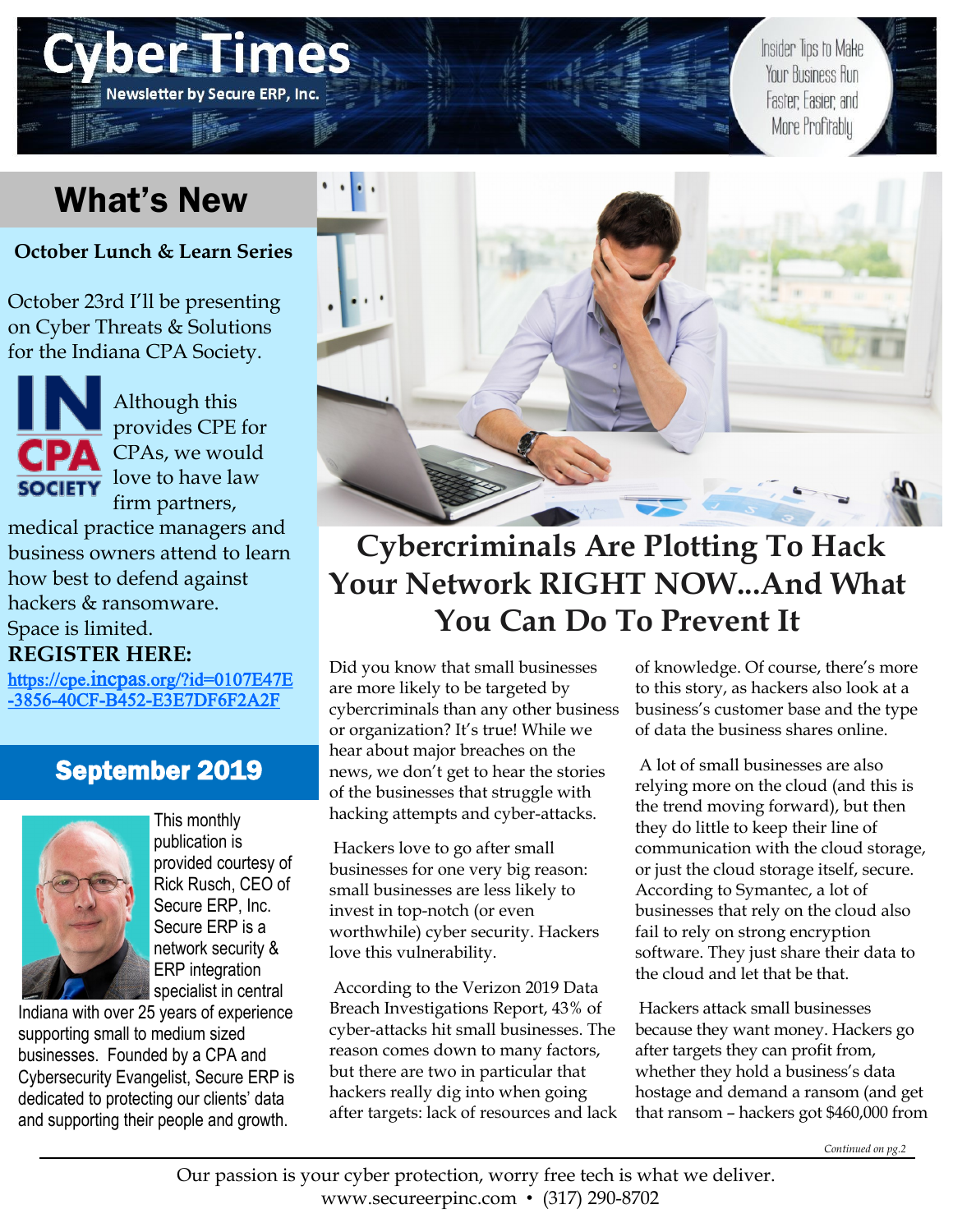# Cyber Times

Newsletter by Secure ERP, Inc.

Insider Tips to Make Your Business Run Faster, Easier, and More Profitably

## What's New

**October Lunch & Learn Series**

October 23rd I'll be presenting on Cyber Threats & Solutions for the Indiana CPA Society.

Although this provides CPE for CPAs, we would love to have law firm partners, medical practice managers and business owners attend to learn how best to defend against hackers & ransomware. Space is limited.

**REGISTER HERE:**

https://cpe.incpas.org/?id=0107E47E-3856-40CF-B452-E3E7DF6F2A2F

## September 2019

This monthly publication is provided courtesy of Rick Rusch, CEO of Secure ERP, Inc. Secure ERP is a network security & ERP integration specialist in central Indiana with over 25 years of experience supporting small to medium sized businesses. Founded by a CPA and Cybersecurity Evangelist, Secure ERP is dedicated to protecting our clients' data and supporting their people and growth.

# Cybercriminals Are Plotting To Hack Your Network RIGHT NOW...And What You Can Do To Prevent It

Did you know that small businesses are more likely to be targeted by cybercriminals than any other business or organization? It's true! While we hear about major breaches on the news, we don't get to hear the stories of the businesses that struggle with hacking attempts and cyber-attacks.

Hackers love to go after small businesses for one very big reason: small businesses are less likely to invest in top-notch (or even worthwhile) cyber security. Hackers love this vulnerability.

According to the Verizon 2019 Data Breach Investigations Report, 43% of cyber-attacks hit small businesses. The reason comes down to many factors, but there are two in particular that hackers really dig into when going after targets: lack of resources and lack of knowledge. Of course, there's more to this story, as hackers also look at a business's customer base and the type of data the business shares online.

A lot of small businesses are also relying more on the cloud (and this is the trend moving forward), but then they do little to keep their line of communication with the cloud storage, or just the cloud storage itself, secure. According to Symantec, a lot of businesses that rely on the cloud also fail to rely on strong encryption software. They just share their data to the cloud and let that be that.

Hackers attack small businesses because they want money. Hackers go after targets they can profit from, whether they hold a business's data hostage and demand a ransom (and get that ransom – hackers got $460,000 from

*Continued on pg.2*

Our passion is your cyber protection, worry free tech is what we deliver.
www.secureerpinc.com • (317) 290-8702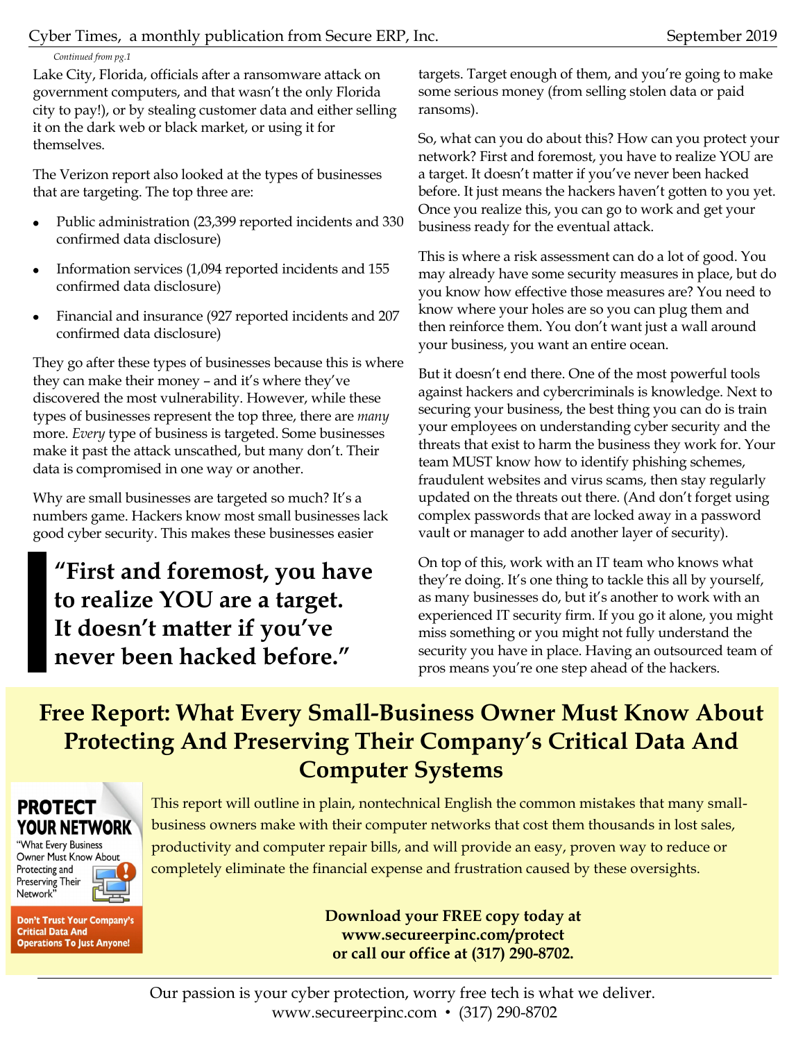*Continued from pg.1*

Lake City, Florida, officials after a ransomware attack on government computers, and that wasn't the only Florida city to pay!), or by stealing customer data and either selling it on the dark web or black market, or using it for themselves.

The Verizon report also looked at the types of businesses that are targeting. The top three are:

- Public administration (23,399 reported incidents and 330 confirmed data disclosure)
- Information services (1,094 reported incidents and 155 confirmed data disclosure)
- Financial and insurance (927 reported incidents and 207 confirmed data disclosure)

They go after these types of businesses because this is where they can make their money – and it's where they've discovered the most vulnerability. However, while these types of businesses represent the top three, there are *many* more. *Every* type of business is targeted. Some businesses make it past the attack unscathed, but many don't. Their data is compromised in one way or another.

Why are small businesses are targeted so much? It's a numbers game. Hackers know most small businesses lack good cyber security. This makes these businesses easier targets. Target enough of them, and you're going to make some serious money (from selling stolen data or paid ransoms).

> **"First and foremost, you have to realize YOU are a target. It doesn't matter if you've never been hacked before."**

So, what can you do about this? How can you protect your network? First and foremost, you have to realize YOU are a target. It doesn't matter if you've never been hacked before. It just means the hackers haven't gotten to you yet. Once you realize this, you can go to work and get your business ready for the eventual attack.

This is where a risk assessment can do a lot of good. You may already have some security measures in place, but do you know how effective those measures are? You need to know where your holes are so you can plug them and then reinforce them. You don't want just a wall around your business, you want an entire ocean.

But it doesn't end there. One of the most powerful tools against hackers and cybercriminals is knowledge. Next to securing your business, the best thing you can do is train your employees on understanding cyber security and the threats that exist to harm the business they work for. Your team MUST know how to identify phishing schemes, fraudulent websites and virus scams, then stay regularly updated on the threats out there. (And don't forget using complex passwords that are locked away in a password vault or manager to add another layer of security).

On top of this, work with an IT team who knows what they're doing. It's one thing to tackle this all by yourself, as many businesses do, but it's another to work with an experienced IT security firm. If you go it alone, you might miss something or you might not fully understand the security you have in place. Having an outsourced team of pros means you're one step ahead of the hackers.

## Free Report: What Every Small-Business Owner Must Know About Protecting And Preserving Their Company's Critical Data And Computer Systems

**PROTECT YOUR NETWORK**
"What Every Business Owner Must Know About Protecting and Preserving Their Network"
**Don't Trust Your Company's Critical Data And Operations To Just Anyone!**

This report will outline in plain, nontechnical English the common mistakes that many small-business owners make with their computer networks that cost them thousands in lost sales, productivity and computer repair bills, and will provide an easy, proven way to reduce or completely eliminate the financial expense and frustration caused by these oversights.

**Download your FREE copy today at www.secureerpinc.com/protect or call our office at (317) 290-8702.**

Our passion is your cyber protection, worry free tech is what we deliver.
www.secureerpinc.com • (317) 290-8702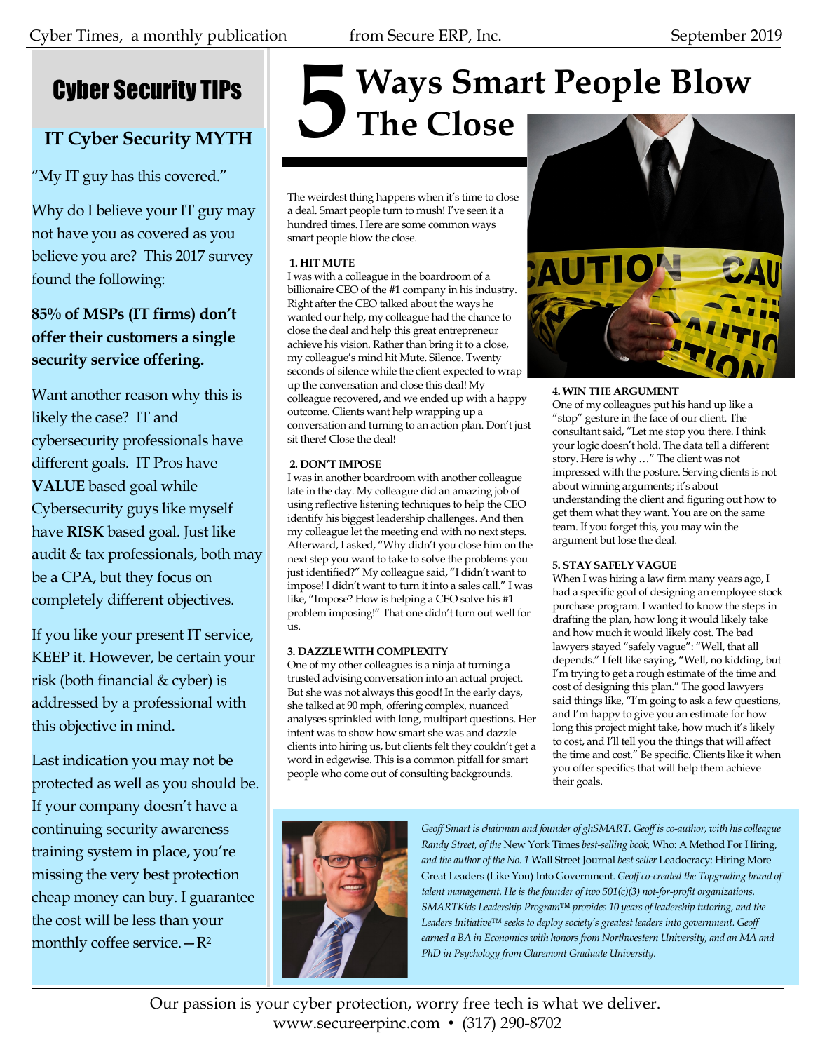## Cyber Security TIPs

### IT Cyber Security MYTH

"My IT guy has this covered."

Why do I believe your IT guy may not have you as covered as you believe you are? This 2017 survey found the following:

**85% of MSPs (IT firms) don't offer their customers a single security service offering.**

Want another reason why this is likely the case? IT and cybersecurity professionals have different goals. IT Pros have **VALUE** based goal while Cybersecurity guys like myself have **RISK** based goal. Just like audit & tax professionals, both may be a CPA, but they focus on completely different objectives.

If you like your present IT service, KEEP it. However, be certain your risk (both financial & cyber) is addressed by a professional with this objective in mind.

Last indication you may not be protected as well as you should be. If your company doesn't have a continuing security awareness training system in place, you're missing the very best protection cheap money can buy. I guarantee the cost will be less than your monthly coffee service. —R²

# 5 Ways Smart People Blow The Close

The weirdest thing happens when it's time to close a deal. Smart people turn to mush! I've seen it a hundred times. Here are some common ways smart people blow the close.

**1. HIT MUTE**

I was with a colleague in the boardroom of a billionaire CEO of the #1 company in his industry. Right after the CEO talked about the ways he wanted our help, my colleague had the chance to close the deal and help this great entrepreneur achieve his vision. Rather than bring it to a close, my colleague's mind hit Mute. Silence. Twenty seconds of silence while the client expected to wrap up the conversation and close this deal! My colleague recovered, and we ended up with a happy outcome. Clients want help wrapping up a conversation and turning to an action plan. Don't just sit there! Close the deal!

**2. DON'T IMPOSE**

I was in another boardroom with another colleague late in the day. My colleague did an amazing job of using reflective listening techniques to help the CEO identify his biggest leadership challenges. And then my colleague let the meeting end with no next steps. Afterward, I asked, "Why didn't you close him on the next step you want to take to solve the problems you just identified?" My colleague said, "I didn't want to impose! I didn't want to turn it into a sales call." I was like, "Impose? How is helping a CEO solve his #1 problem imposing!" That one didn't turn out well for us.

**3. DAZZLE WITH COMPLEXITY**

One of my other colleagues is a ninja at turning a trusted advising conversation into an actual project. But she was not always this good! In the early days, she talked at 90 mph, offering complex, nuanced analyses sprinkled with long, multipart questions. Her intent was to show how smart she was and dazzle clients into hiring us, but clients felt they couldn't get a word in edgewise. This is a common pitfall for smart people who come out of consulting backgrounds.

**4. WIN THE ARGUMENT**

One of my colleagues put his hand up like a "stop" gesture in the face of our client. The consultant said, "Let me stop you there. I think your logic doesn't hold. The data tell a different story. Here is why …" The client was not impressed with the posture. Serving clients is not about winning arguments; it's about understanding the client and figuring out how to get them what they want. You are on the same team. If you forget this, you may win the argument but lose the deal.

**5. STAY SAFELY VAGUE**

When I was hiring a law firm many years ago, I had a specific goal of designing an employee stock purchase program. I wanted to know the steps in drafting the plan, how long it would likely take and how much it would likely cost. The bad lawyers stayed "safely vague": "Well, that all depends." I felt like saying, "Well, no kidding, but I'm trying to get a rough estimate of the time and cost of designing this plan." The good lawyers said things like, "I'm going to ask a few questions, and I'm happy to give you an estimate for how long this project might take, how much it's likely to cost, and I'll tell you the things that will affect the time and cost." Be specific. Clients like it when you offer specifics that will help them achieve their goals.

*Geoff Smart is chairman and founder of ghSMART. Geoff is co-author, with his colleague Randy Street, of the* New York Times *best-selling book,* Who: A Method For Hiring, *and the author of the No. 1* Wall Street Journal *best seller* Leadocracy: Hiring More Great Leaders (Like You) Into Government. *Geoff co-created the Topgrading brand of talent management. He is the founder of two 501(c)(3) not-for-profit organizations. SMARTKids Leadership Program™ provides 10 years of leadership tutoring, and the Leaders Initiative™ seeks to deploy society's greatest leaders into government. Geoff earned a BA in Economics with honors from Northwestern University, and an MA and PhD in Psychology from Claremont Graduate University.*

Our passion is your cyber protection, worry free tech is what we deliver.
www.secureerpinc.com • (317) 290-8702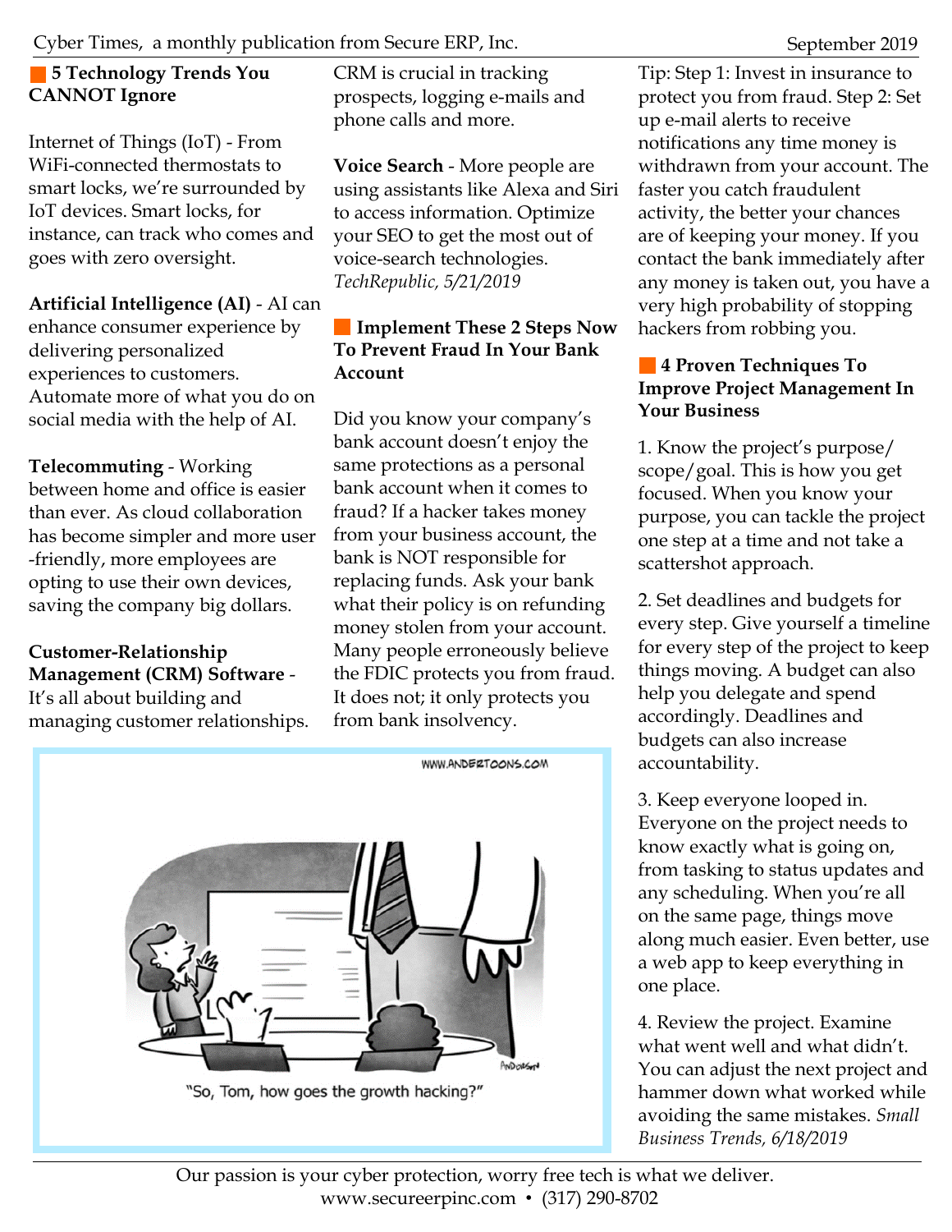## 5 Technology Trends You CANNOT Ignore

**Internet of Things (IoT)** - From WiFi-connected thermostats to smart locks, we're surrounded by IoT devices. Smart locks, for instance, can track who comes and goes with zero oversight.

**Artificial Intelligence (AI)** - AI can enhance consumer experience by delivering personalized experiences to customers. Automate more of what you do on social media with the help of AI.

**Telecommuting** - Working between home and office is easier than ever. As cloud collaboration has become simpler and more user-friendly, more employees are opting to use their own devices, saving the company big dollars.

**Customer-Relationship Management (CRM) Software** - It's all about building and managing customer relationships. CRM is crucial in tracking prospects, logging e-mails and phone calls and more.

**Voice Search** - More people are using assistants like Alexa and Siri to access information. Optimize your SEO to get the most out of voice-search technologies. *TechRepublic, 5/21/2019*

## Implement These 2 Steps Now To Prevent Fraud In Your Bank Account

Did you know your company's bank account doesn't enjoy the same protections as a personal bank account when it comes to fraud? If a hacker takes money from your business account, the bank is NOT responsible for replacing funds. Ask your bank what their policy is on refunding money stolen from your account. Many people erroneously believe the FDIC protects you from fraud. It does not; it only protects you from bank insolvency.

Tip: Step 1: Invest in insurance to protect you from fraud. Step 2: Set up e-mail alerts to receive notifications any time money is withdrawn from your account. The faster you catch fraudulent activity, the better your chances are of keeping your money. If you contact the bank immediately after any money is taken out, you have a very high probability of stopping hackers from robbing you.

"So, Tom, how goes the growth hacking?"

## 4 Proven Techniques To Improve Project Management In Your Business

1. Know the project's purpose/scope/goal. This is how you get focused. When you know your purpose, you can tackle the project one step at a time and not take a scattershot approach.

2. Set deadlines and budgets for every step. Give yourself a timeline for every step of the project to keep things moving. A budget can also help you delegate and spend accordingly. Deadlines and budgets can also increase accountability.

3. Keep everyone looped in. Everyone on the project needs to know exactly what is going on, from tasking to status updates and any scheduling. When you're all on the same page, things move along much easier. Even better, use a web app to keep everything in one place.

4. Review the project. Examine what went well and what didn't. You can adjust the next project and hammer down what worked while avoiding the same mistakes. *Small Business Trends, 6/18/2019*